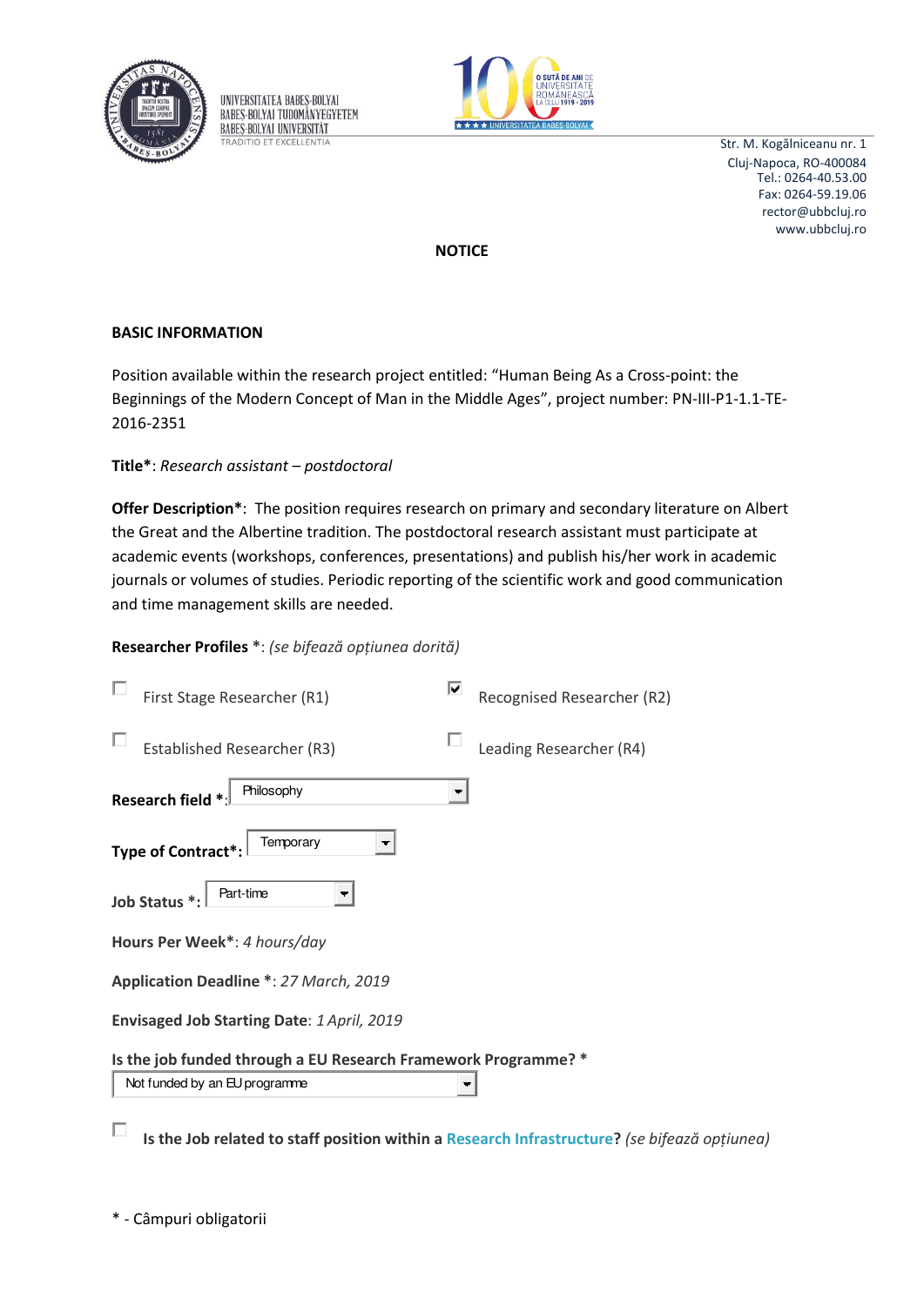UNIVERSITATEA BABEȘ-BOLYAI
BABEȘ-BOLYAI TUDOMÁNYEGYETEM
BABEȘ-BOLYAI UNIVERSITÄT
TRADITIO ET EXCELLENTIA

Str. M. Kogălniceanu nr. 1
Cluj-Napoca, RO-400084
Tel.: 0264-40.53.00
Fax: 0264-59.19.06
rector@ubbcluj.ro
www.ubbcluj.ro

# NOTICE

## BASIC INFORMATION

Position available within the research project entitled: "Human Being As a Cross-point: the Beginnings of the Modern Concept of Man in the Middle Ages", project number: PN-III-P1-1.1-TE-2016-2351

**Title***: *Research assistant – postdoctoral*

**Offer Description***: The position requires research on primary and secondary literature on Albert the Great and the Albertine tradition. The postdoctoral research assistant must participate at academic events (workshops, conferences, presentations) and publish his/her work in academic journals or volumes of studies. Periodic reporting of the scientific work and good communication and time management skills are needed.

**Researcher Profiles** *: *(se bifează opțiunea dorită)*

- [ ] First Stage Researcher (R1)
- [x] Recognised Researcher (R2)
- [ ] Established Researcher (R3)
- [ ] Leading Researcher (R4)

**Research field** *: Philosophy

**Type of Contract***: Temporary

**Job Status** *: Part-time

**Hours Per Week***: *4 hours/day*

**Application Deadline** *: *27 March, 2019*

**Envisaged Job Starting Date**: *1 April, 2019*

**Is the job funded through a EU Research Framework Programme?** *
Not funded by an EU programme

- [ ] **Is the Job related to staff position within a Research Infrastructure?** *(se bifează opțiunea)*

* - Câmpuri obligatorii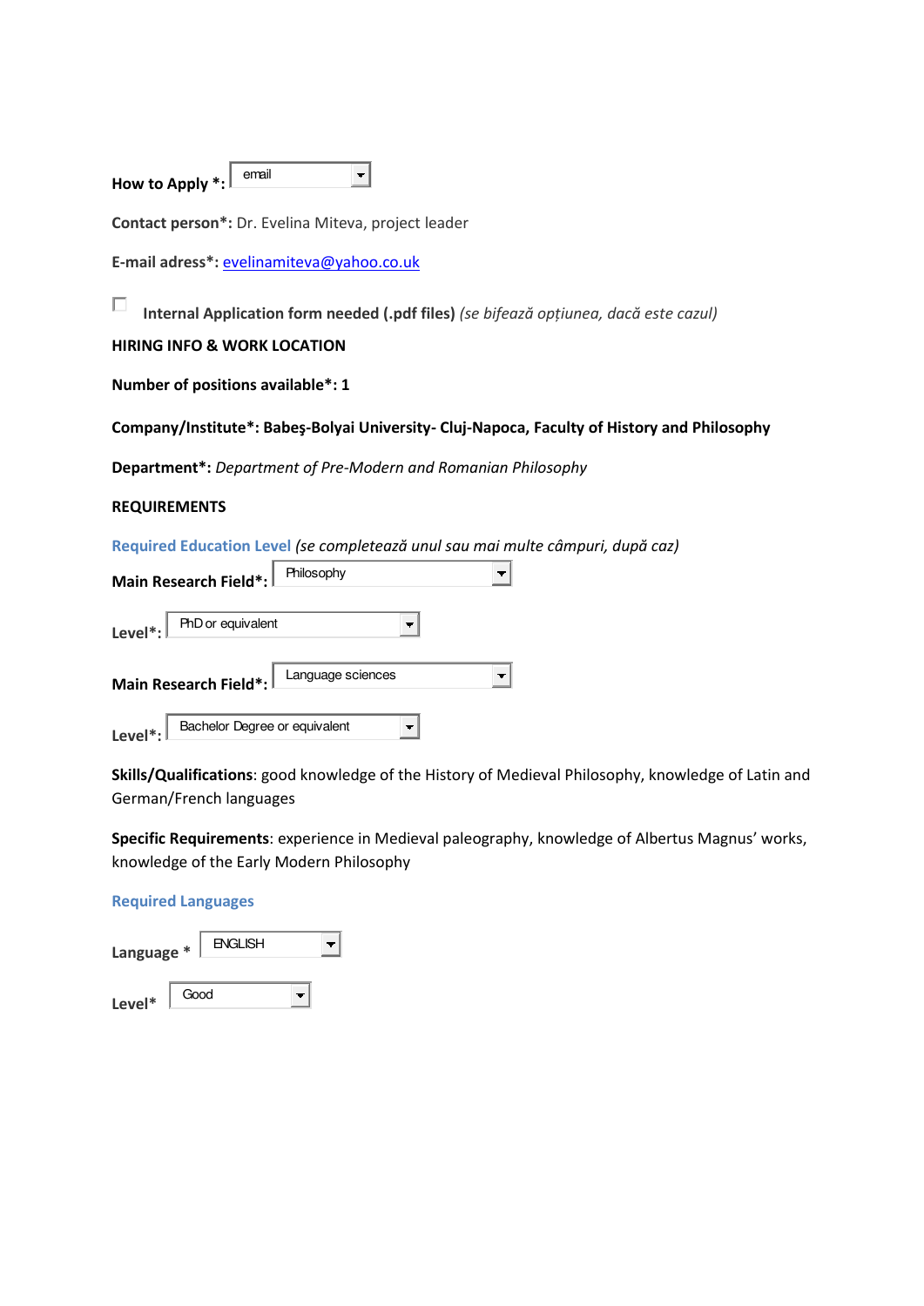**How to Apply *:** email

**Contact person*:** Dr. Evelina Miteva, project leader

**E-mail adress*:** evelinamiteva@yahoo.co.uk

☐ **Internal Application form needed (.pdf files)** *(se bifează opțiunea, dacă este cazul)*

**HIRING INFO & WORK LOCATION**

**Number of positions available*: 1**

**Company/Institute*: Babeş-Bolyai University- Cluj-Napoca, Faculty of History and Philosophy**

**Department*:** *Department of Pre-Modern and Romanian Philosophy*

**REQUIREMENTS**

**Required Education Level** *(se completează unul sau mai multe câmpuri, după caz)*

**Main Research Field*:** Philosophy

**Level*:** PhD or equivalent

**Main Research Field*:** Language sciences

**Level*:** Bachelor Degree or equivalent

**Skills/Qualifications**: good knowledge of the History of Medieval Philosophy, knowledge of Latin and German/French languages

**Specific Requirements**: experience in Medieval paleography, knowledge of Albertus Magnus' works, knowledge of the Early Modern Philosophy

**Required Languages**

**Language *** ENGLISH

**Level*** Good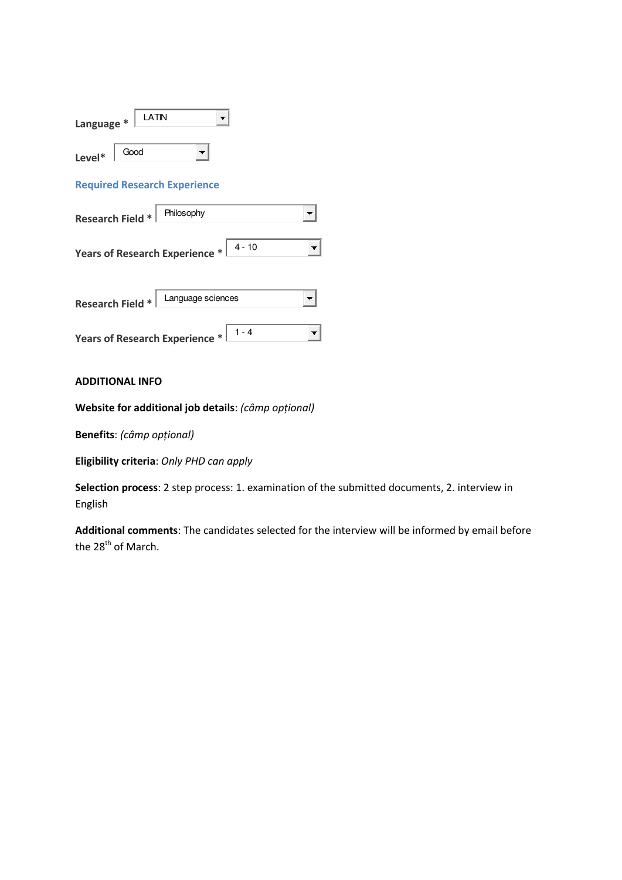**Language** * LATIN

**Level*** Good

### Required Research Experience

**Research Field** * Philosophy

**Years of Research Experience** * 4 - 10

**Research Field** * Language sciences

**Years of Research Experience** * 1 - 4

**ADDITIONAL INFO**

**Website for additional job details**: *(câmp opțional)*

**Benefits**: *(câmp opțional)*

**Eligibility criteria**: *Only PHD can apply*

**Selection process**: 2 step process: 1. examination of the submitted documents, 2. interview in English

**Additional comments**: The candidates selected for the interview will be informed by email before the 28th of March.